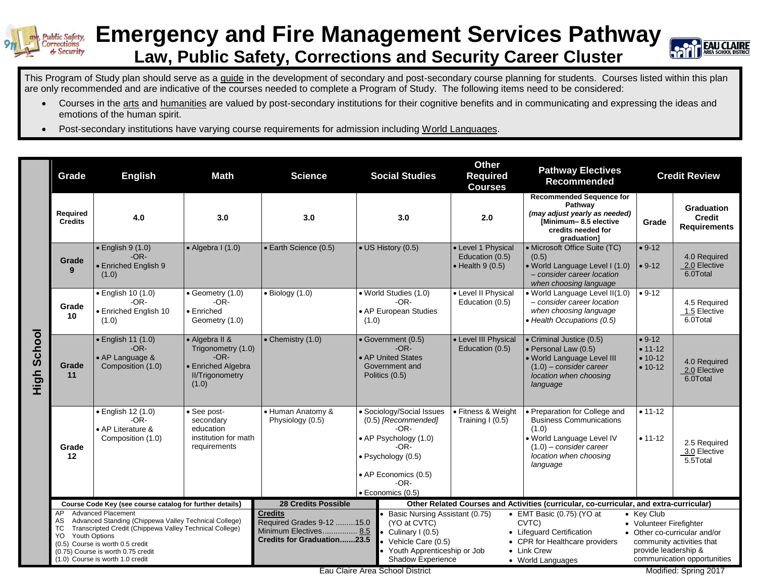# Emergency and Fire Management Services Pathway

## Law, Public Safety, Corrections and Security Career Cluster

This Program of Study plan should serve as a guide in the development of secondary and post-secondary course planning for students. Courses listed within this plan are only recommended and are indicative of the courses needed to complete a Program of Study. The following items need to be considered:

- Courses in the arts and humanities are valued by post-secondary institutions for their cognitive benefits and in communicating and expressing the ideas and emotions of the human spirit.
- Post-secondary institutions have varying course requirements for admission including World Languages.

**High School**

| Grade | English | Math | Science | Social Studies | Other Required Courses | Pathway Electives Recommended | Credit Review | |
|---|---|---|---|---|---|---|---|---|
| **Required Credits** | **4.0** | **3.0** | **3.0** | **3.0** | **2.0** | **Recommended Sequence for Pathway** *(may adjust yearly as needed)* **[Minimum– 8.5 elective credits needed for graduation]** | **Grade** | **Graduation Credit Requirements** |
| **Grade 9** | • English 9 (1.0) -OR- • Enriched English 9 (1.0) | • Algebra I (1.0) | • Earth Science (0.5) | • US History (0.5) | • Level 1 Physical Education (0.5) • Health 9 (0.5) | • Microsoft Office Suite (TC) (0.5) • World Language Level I (1.0) *– consider career location when choosing language* | • 9-12 • 9-12 | 4.0 Required 2.0 Elective 6.0Total |
| **Grade 10** | • English 10 (1.0) -OR- • Enriched English 10 (1.0) | • Geometry (1.0) -OR- • Enriched Geometry (1.0) | • Biology (1.0) | • World Studies (1.0) -OR- • AP European Studies (1.0) | • Level II Physical Education (0.5) | • World Language Level II(1.0) *– consider career location when choosing language* • *Health Occupations (0.5)* | • 9-12 | 4.5 Required 1.5 Elective 6.0Total |
| **Grade 11** | • English 11 (1.0) -OR- • AP Language & Composition (1.0) | • Algebra II & Trigonometry (1.0) -OR- • Enriched Algebra II/Trigonometry (1.0) | • Chemistry (1.0) | • Government (0.5) -OR- • AP United States Government and Politics (0.5) | • Level III Physical Education (0.5) | • Criminal Justice (0.5) • Personal Law (0.5) • World Language Level III (1.0) *– consider career location when choosing language* | • 9-12 • 11-12 • 10-12 • 10-12 | 4.0 Required 2.0 Elective 6.0Total |
| **Grade 12** | • English 12 (1.0) -OR- • AP Literature & Composition (1.0) | • See post-secondary education institution for math requirements | • Human Anatomy & Physiology (0.5) | • Sociology/Social Issues (0.5) *[Recommended]* -OR- • AP Psychology (1.0) -OR- • Psychology (0.5) • AP Economics (0.5) -OR- • Economics (0.5) | • Fitness & Weight Training I (0.5) | • Preparation for College and Business Communications (1.0) • World Language Level IV (1.0) *– consider career location when choosing language* | • 11-12 • 11-12 | 2.5 Required 3.0 Elective 5.5Total |

| Course Code Key (see course catalog for further details) | 28 Credits Possible | Other Related Courses and Activities (curricular, co-curricular, and extra-curricular) |
|---|---|---|
| AP Advanced Placement<br>AS Advanced Standing (Chippewa Valley Technical College)<br>TC Transcripted Credit (Chippewa Valley Technical College)<br>YO Youth Options<br>(0.5) Course is worth 0.5 credit<br>(0.75) Course is worth 0.75 credit<br>(1.0) Course is worth 1.0 credit | **Credits**<br>Required Grades 9-12 .........15.0<br>Minimum Electives................ 8.5<br>**Credits for Graduation.......23.5** | • Basic Nursing Assistant (0.75) (YO at CVTC)<br>• Culinary I (0.5)<br>• Vehicle Care (0.5)<br>• Youth Apprenticeship or Job Shadow Experience<br>• EMT Basic (0.75) (YO at CVTC)<br>• Lifeguard Certification<br>• CPR for Healthcare providers<br>• Link Crew<br>• World Languages<br>• Key Club<br>• Volunteer Firefighter<br>• Other co-curricular and/or community activities that provide leadership & communication opportunities |

Eau Claire Area School District

Modified: Spring 2017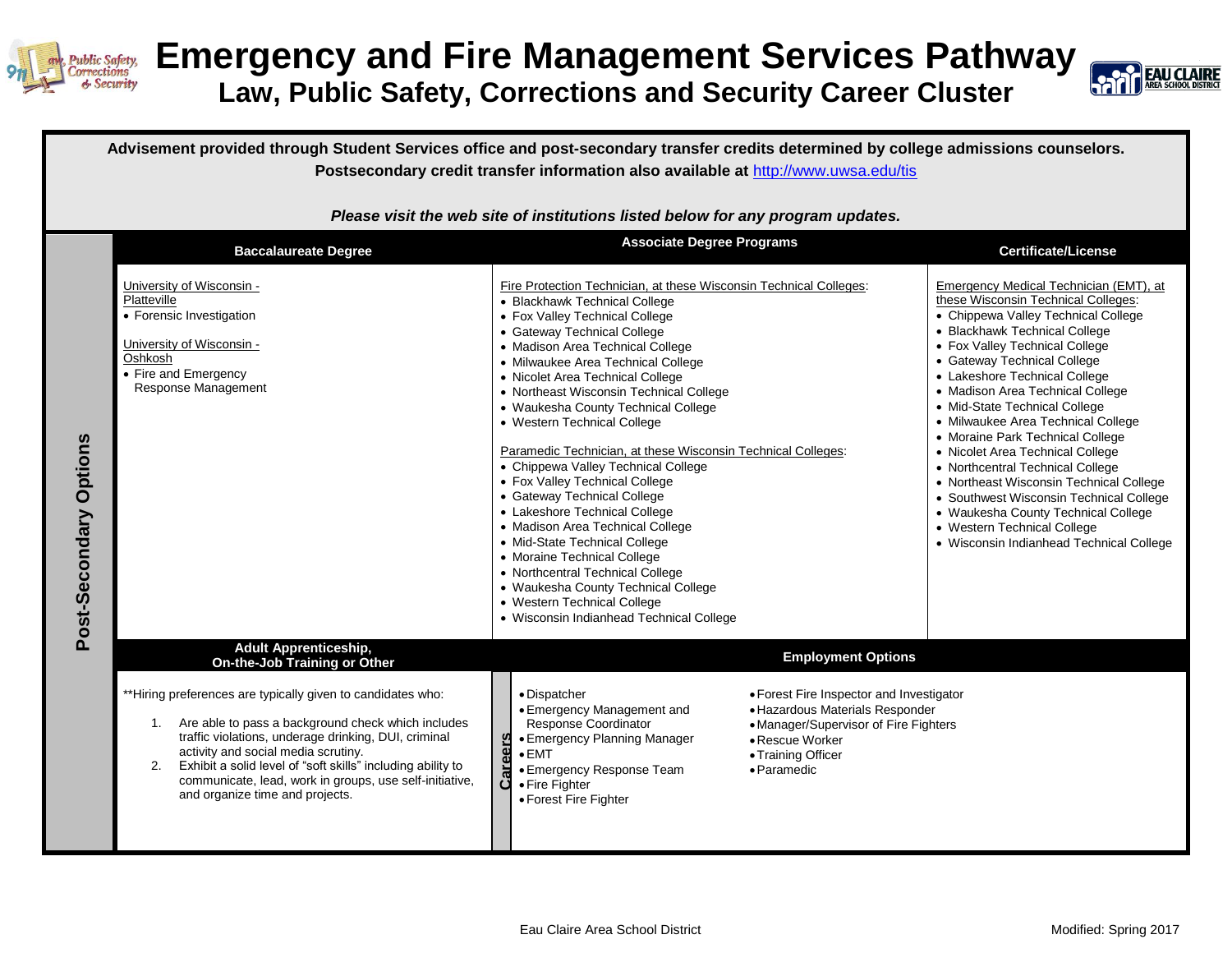# Emergency and Fire Management Services Pathway

## Law, Public Safety, Corrections and Security Career Cluster

**Advisement provided through Student Services office and post-secondary transfer credits determined by college admissions counselors.**
**Postsecondary credit transfer information also available at** http://www.uwsa.edu/tis

***Please visit the web site of institutions listed below for any program updates.***

## Post-Secondary Options

### Baccalaureate Degree

University of Wisconsin - Platteville
- Forensic Investigation

University of Wisconsin - Oshkosh
- Fire and Emergency Response Management

### Associate Degree Programs

Fire Protection Technician, at these Wisconsin Technical Colleges:
- Blackhawk Technical College
- Fox Valley Technical College
- Gateway Technical College
- Madison Area Technical College
- Milwaukee Area Technical College
- Nicolet Area Technical College
- Northeast Wisconsin Technical College
- Waukesha County Technical College
- Western Technical College

Paramedic Technician, at these Wisconsin Technical Colleges:
- Chippewa Valley Technical College
- Fox Valley Technical College
- Gateway Technical College
- Lakeshore Technical College
- Madison Area Technical College
- Mid-State Technical College
- Moraine Technical College
- Northcentral Technical College
- Waukesha County Technical College
- Western Technical College
- Wisconsin Indianhead Technical College

### Certificate/License

Emergency Medical Technician (EMT), at these Wisconsin Technical Colleges:
- Chippewa Valley Technical College
- Blackhawk Technical College
- Fox Valley Technical College
- Gateway Technical College
- Lakeshore Technical College
- Madison Area Technical College
- Mid-State Technical College
- Milwaukee Area Technical College
- Moraine Park Technical College
- Nicolet Area Technical College
- Northcentral Technical College
- Northeast Wisconsin Technical College
- Southwest Wisconsin Technical College
- Waukesha County Technical College
- Western Technical College
- Wisconsin Indianhead Technical College

### Adult Apprenticeship, On-the-Job Training or Other

**Hiring preferences are typically given to candidates who:

1. Are able to pass a background check which includes traffic violations, underage drinking, DUI, criminal activity and social media scrutiny.
2. Exhibit a solid level of "soft skills" including ability to communicate, lead, work in groups, use self-initiative, and organize time and projects.

### Employment Options

**Careers**

- Dispatcher
- Emergency Management and Response Coordinator
- Emergency Planning Manager
- EMT
- Emergency Response Team
- Fire Fighter
- Forest Fire Fighter
- Forest Fire Inspector and Investigator
- Hazardous Materials Responder
- Manager/Supervisor of Fire Fighters
- Rescue Worker
- Training Officer
- Paramedic

Eau Claire Area School District

Modified: Spring 2017